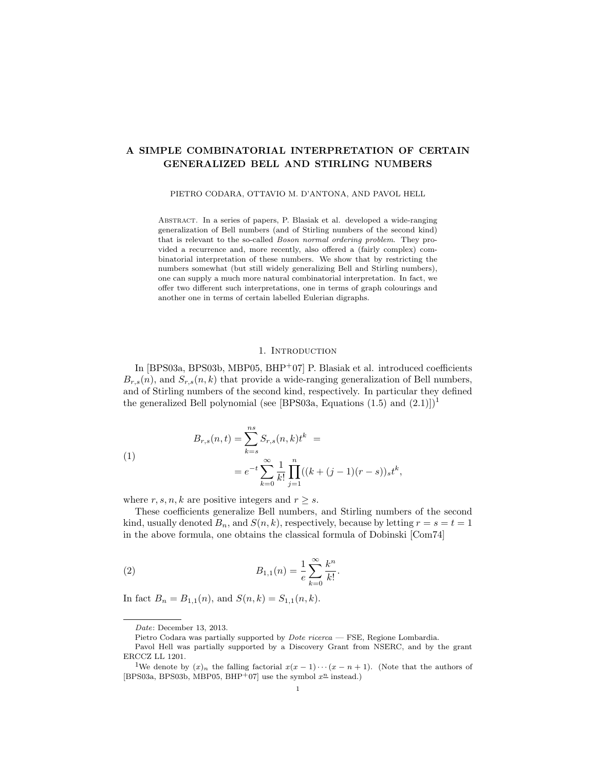# A SIMPLE COMBINATORIAL INTERPRETATION OF CERTAIN GENERALIZED BELL AND STIRLING NUMBERS

PIETRO CODARA, OTTAVIO M. D'ANTONA, AND PAVOL HELL

ABSTRACT. In a series of papers, P. Blasiak et al. developed a wide-ranging generalization of Bell numbers (and of Stirling numbers of the second kind) that is relevant to the so-called *Boson normal ordering problem*. They provided a recurrence and, more recently, also offered a (fairly complex) combinatorial interpretation of these numbers. We show that by restricting the numbers somewhat (but still widely generalizing Bell and Stirling numbers), one can supply a much more natural combinatorial interpretation. In fact, we offer two different such interpretations, one in terms of graph colourings and another one in terms of certain labelled Eulerian digraphs.

## 1. Introduction

In [BPS03a, BPS03b, MBP05, BHP+07] P. Blasiak et al. introduced coefficients $B_{r,s}(n)$, and $S_{r,s}(n,k)$ that provide a wide-ranging generalization of Bell numbers, and of Stirling numbers of the second kind, respectively. In particular they defined the generalized Bell polynomial (see [BPS03a, Equations (1.5) and (2.1)])[1]

$$
\begin{aligned}
B_{r,s}(n,t) &= \sum_{k=s}^{ns} S_{r,s}(n,k)t^k = \\
&= e^{-t} \sum_{k=0}^{\infty} \frac{1}{k!} \prod_{j=1}^{n} ((k+(j-1)(r-s))_s t^k,
\end{aligned}
\tag{1}
$$

where $r, s, n, k$ are positive integers and $r \geq s$.

These coefficients generalize Bell numbers, and Stirling numbers of the second kind, usually denoted $B_n$, and $S(n,k)$, respectively, because by letting $r = s = t = 1$ in the above formula, one obtains the classical formula of Dobinski [Com74]

$$
B_{1,1}(n) = \frac{1}{e} \sum_{k=0}^{\infty} \frac{k^n}{k!}.
\tag{2}
$$

In fact $B_n = B_{1,1}(n)$, and $S(n,k) = S_{1,1}(n,k)$.

---

*Date*: December 13, 2013.

Pietro Codara was partially supported by *Dote ricerca* — FSE, Regione Lombardia.

Pavol Hell was partially supported by a Discovery Grant from NSERC, and by the grant ERCCZ LL 1201.

[1] We denote by $(x)_n$ the falling factorial $x(x-1)\cdots(x-n+1)$. (Note that the authors of [BPS03a, BPS03b, MBP05, BHP+07] use the symbol $x^{\underline{n}}$ instead.)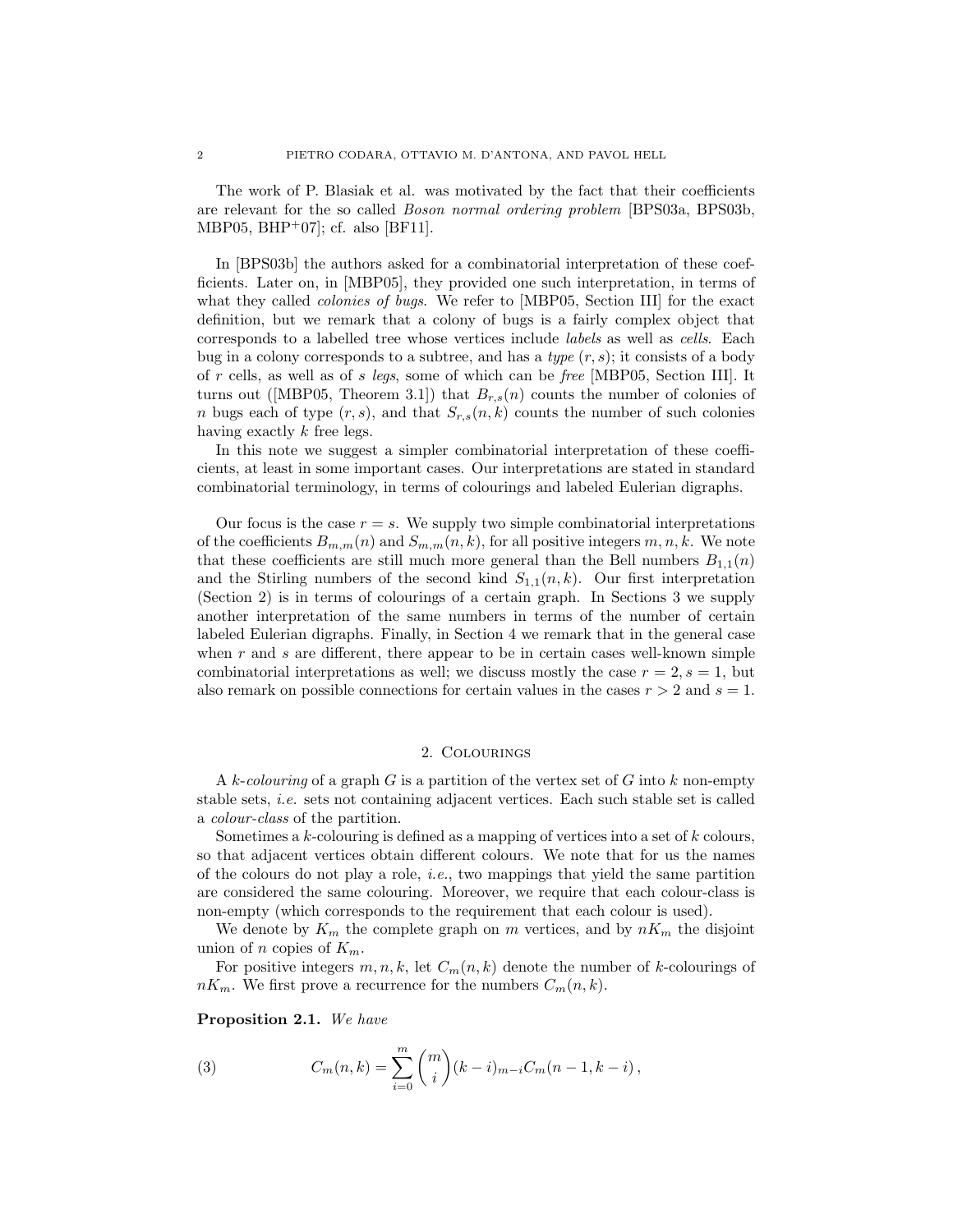The work of P. Blasiak et al. was motivated by the fact that their coefficients are relevant for the so called *Boson normal ordering problem* [BPS03a, BPS03b, MBP05, BHP[+]07]; cf. also [BF11].

In [BPS03b] the authors asked for a combinatorial interpretation of these coefficients. Later on, in [MBP05], they provided one such interpretation, in terms of what they called *colonies of bugs*. We refer to [MBP05, Section III] for the exact definition, but we remark that a colony of bugs is a fairly complex object that corresponds to a labelled tree whose vertices include *labels* as well as *cells*. Each bug in a colony corresponds to a subtree, and has a *type* $(r, s)$; it consists of a body of $r$ cells, as well as of $s$ *legs*, some of which can be *free* [MBP05, Section III]. It turns out ([MBP05, Theorem 3.1]) that $B_{r,s}(n)$ counts the number of colonies of $n$ bugs each of type $(r, s)$, and that $S_{r,s}(n, k)$ counts the number of such colonies having exactly $k$ free legs.

In this note we suggest a simpler combinatorial interpretation of these coefficients, at least in some important cases. Our interpretations are stated in standard combinatorial terminology, in terms of colourings and labeled Eulerian digraphs.

Our focus is the case $r = s$. We supply two simple combinatorial interpretations of the coefficients $B_{m,m}(n)$ and $S_{m,m}(n, k)$, for all positive integers $m, n, k$. We note that these coefficients are still much more general than the Bell numbers $B_{1,1}(n)$ and the Stirling numbers of the second kind $S_{1,1}(n, k)$. Our first interpretation (Section 2) is in terms of colourings of a certain graph. In Sections 3 we supply another interpretation of the same numbers in terms of the number of certain labeled Eulerian digraphs. Finally, in Section 4 we remark that in the general case when $r$ and $s$ are different, there appear to be in certain cases well-known simple combinatorial interpretations as well; we discuss mostly the case $r = 2, s = 1$, but also remark on possible connections for certain values in the cases $r > 2$ and $s = 1$.

## 2. Colourings

A *$k$-colouring* of a graph $G$ is a partition of the vertex set of $G$ into $k$ non-empty stable sets, *i.e.* sets not containing adjacent vertices. Each such stable set is called a *colour-class* of the partition.

Sometimes a $k$-colouring is defined as a mapping of vertices into a set of $k$ colours, so that adjacent vertices obtain different colours. We note that for us the names of the colours do not play a role, *i.e.*, two mappings that yield the same partition are considered the same colouring. Moreover, we require that each colour-class is non-empty (which corresponds to the requirement that each colour is used).

We denote by $K_m$ the complete graph on $m$ vertices, and by $nK_m$ the disjoint union of $n$ copies of $K_m$.

For positive integers $m, n, k$, let $C_m(n, k)$ denote the number of $k$-colourings of $nK_m$. We first prove a recurrence for the numbers $C_m(n, k)$.

**Proposition 2.1.** *We have*

$$C_m(n, k) = \sum_{i=0}^{m} \binom{m}{i} (k - i)_{m-i} C_m(n - 1, k - i)\,, \tag{3}$$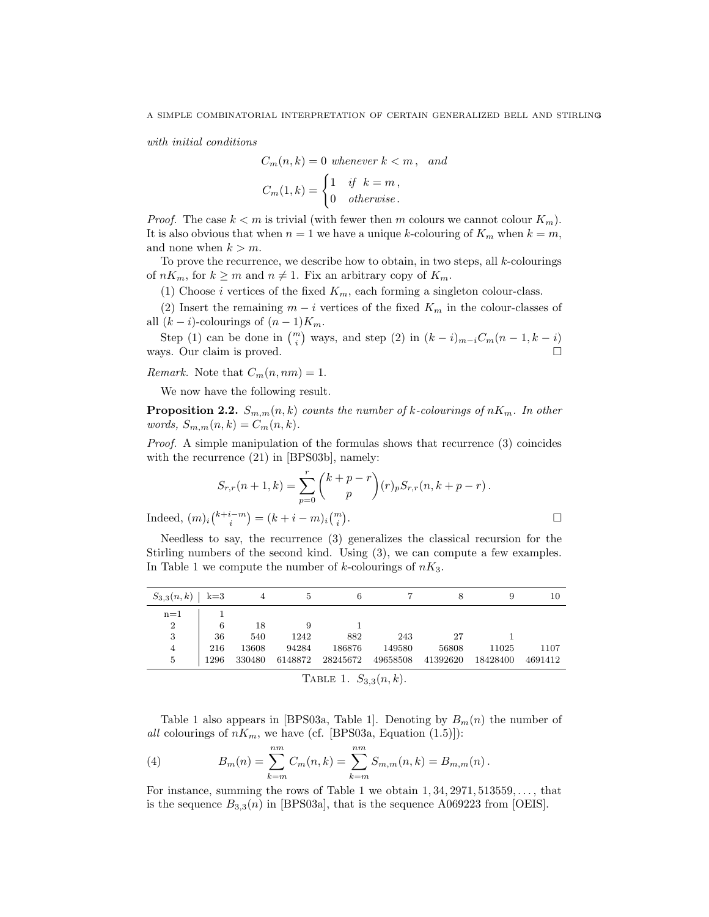*with initial conditions*

$$C_m(n,k) = 0 \text{ whenever } k < m\,, \quad \text{and}$$

$$C_m(1,k) = \begin{cases} 1 & \text{if } k = m\,, \\ 0 & \text{otherwise}\,. \end{cases}$$

*Proof.* The case $k < m$ is trivial (with fewer then $m$ colours we cannot colour $K_m$). It is also obvious that when $n = 1$ we have a unique $k$-colouring of $K_m$ when $k = m$, and none when $k > m$.

To prove the recurrence, we describe how to obtain, in two steps, all $k$-colourings of $nK_m$, for $k \geq m$ and $n \neq 1$. Fix an arbitrary copy of $K_m$.

(1) Choose $i$ vertices of the fixed $K_m$, each forming a singleton colour-class.

(2) Insert the remaining $m - i$ vertices of the fixed $K_m$ in the colour-classes of all $(k-i)$-colourings of $(n-1)K_m$.

Step (1) can be done in $\binom{m}{i}$ ways, and step (2) in $(k-i)_{m-i} C_m(n-1, k-i)$ ways. Our claim is proved. □

*Remark.* Note that $C_m(n, nm) = 1$.

We now have the following result.

**Proposition 2.2.** *$S_{m,m}(n,k)$ counts the number of $k$-colourings of $nK_m$. In other words, $S_{m,m}(n,k) = C_m(n,k)$.*

*Proof.* A simple manipulation of the formulas shows that recurrence (3) coincides with the recurrence (21) in [BPS03b], namely:

$$S_{r,r}(n+1,k) = \sum_{p=0}^{r} \binom{k+p-r}{p} (r)_p S_{r,r}(n, k+p-r)\,.$$

Indeed, $(m)_i \binom{k+i-m}{i} = (k+i-m)_i \binom{m}{i}$. □

Needless to say, the recurrence (3) generalizes the classical recursion for the Stirling numbers of the second kind. Using (3), we can compute a few examples. In Table 1 we compute the number of $k$-colourings of $nK_3$.

| $S_{3,3}(n,k)$ | k=3 | 4 | 5 | 6 | 7 | 8 | 9 | 10 |
|---|---|---|---|---|---|---|---|---|
| n=1 | 1 | | | | | | | |
| 2 | 6 | 18 | 9 | 1 | | | | |
| 3 | 36 | 540 | 1242 | 882 | 243 | 27 | 1 | |
| 4 | 216 | 13608 | 94284 | 186876 | 149580 | 56808 | 11025 | 1107 |
| 5 | 1296 | 330480 | 6148872 | 28245672 | 49658508 | 41392620 | 18428400 | 4691412 |

Table 1. $S_{3,3}(n,k)$.

Table 1 also appears in [BPS03a, Table 1]. Denoting by $B_m(n)$ the number of *all* colourings of $nK_m$, we have (cf. [BPS03a, Equation (1.5)]):

$$B_m(n) = \sum_{k=m}^{nm} C_m(n,k) = \sum_{k=m}^{nm} S_{m,m}(n,k) = B_{m,m}(n)\,. \tag{4}$$

For instance, summing the rows of Table 1 we obtain $1, 34, 2971, 513559, \ldots$, that is the sequence $B_{3,3}(n)$ in [BPS03a], that is the sequence A069223 from [OEIS].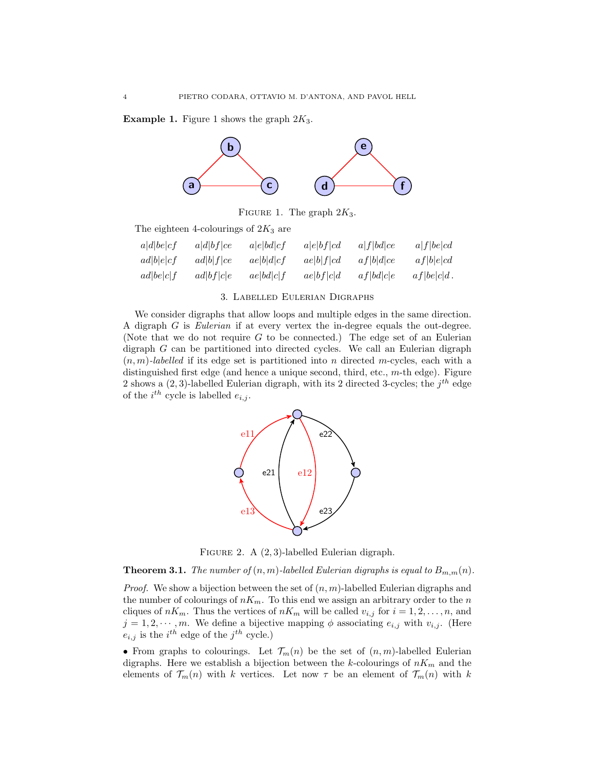**Example 1.** Figure 1 shows the graph $2K_3$.

Figure 1. The graph $2K_3$.

The eighteen 4-colourings of $2K_3$ are

$$
\begin{array}{llllll}
a|d|be|cf & a|d|bf|ce & a|e|bd|cf & a|e|bf|cd & a|f|bd|ce & a|f|be|cd \\
ad|b|e|cf & ad|b|f|ce & ae|b|d|cf & ae|b|f|cd & af|b|d|ce & af|b|e|cd \\
ad|be|c|f & ad|bf|c|e & ae|bd|c|f & ae|bf|c|d & af|bd|c|e & af|be|c|d\,.
\end{array}
$$

## 3. Labelled Eulerian Digraphs

We consider digraphs that allow loops and multiple edges in the same direction. A digraph $G$ is *Eulerian* if at every vertex the in-degree equals the out-degree. (Note that we do not require $G$ to be connected.) The edge set of an Eulerian digraph $G$ can be partitioned into directed cycles. We call an Eulerian digraph $(n, m)$*-labelled* if its edge set is partitioned into $n$ directed $m$-cycles, each with a distinguished first edge (and hence a unique second, third, etc., $m$-th edge). Figure 2 shows a $(2, 3)$-labelled Eulerian digraph, with its 2 directed 3-cycles; the $j^{th}$ edge of the $i^{th}$ cycle is labelled $e_{i,j}$.

Figure 2. A $(2, 3)$-labelled Eulerian digraph.

**Theorem 3.1.** *The number of $(n, m)$-labelled Eulerian digraphs is equal to $B_{m,m}(n)$.*

*Proof.* We show a bijection between the set of $(n, m)$-labelled Eulerian digraphs and the number of colourings of $nK_m$. To this end we assign an arbitrary order to the $n$ cliques of $nK_m$. Thus the vertices of $nK_m$ will be called $v_{i,j}$ for $i = 1, 2, \ldots, n$, and $j = 1, 2, \cdots, m$. We define a bijective mapping $\phi$ associating $e_{i,j}$ with $v_{i,j}$. (Here $e_{i,j}$ is the $i^{th}$ edge of the $j^{th}$ cycle.)

• From graphs to colourings. Let $\mathcal{T}_m(n)$ be the set of $(n, m)$-labelled Eulerian digraphs. Here we establish a bijection between the $k$-colourings of $nK_m$ and the elements of $\mathcal{T}_m(n)$ with $k$ vertices. Let now $\tau$ be an element of $\mathcal{T}_m(n)$ with $k$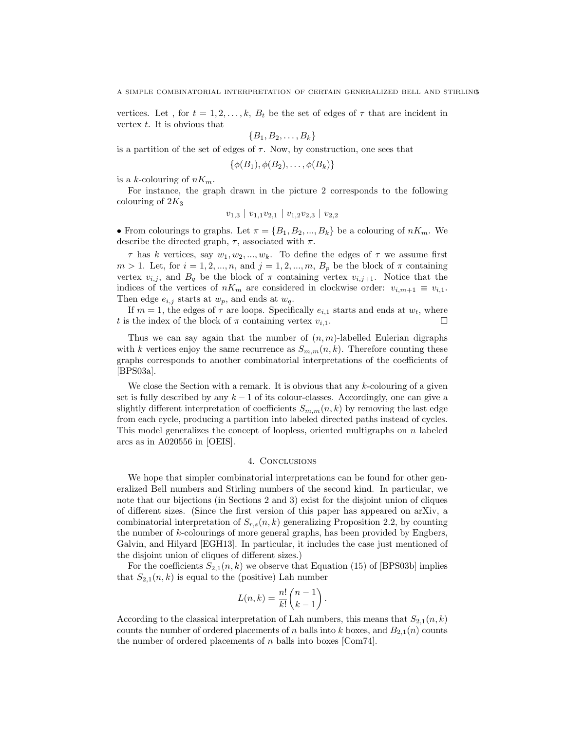vertices. Let , for $t = 1, 2, \ldots, k$, $B_t$ be the set of edges of $\tau$ that are incident in vertex $t$. It is obvious that

$$\{B_1, B_2, \ldots, B_k\}$$

is a partition of the set of edges of $\tau$. Now, by construction, one sees that

$$\{\phi(B_1), \phi(B_2), \ldots, \phi(B_k)\}$$

is a $k$-colouring of $nK_m$.

For instance, the graph drawn in the picture 2 corresponds to the following colouring of $2K_3$

$$v_{1,3} \mid v_{1,1}v_{2,1} \mid v_{1,2}v_{2,3} \mid v_{2,2}$$

• From colourings to graphs. Let $\pi = \{B_1, B_2, ..., B_k\}$ be a colouring of $nK_m$. We describe the directed graph, $\tau$, associated with $\pi$.

$\tau$ has $k$ vertices, say $w_1, w_2, ..., w_k$. To define the edges of $\tau$ we assume first $m > 1$. Let, for $i = 1, 2, ..., n$, and $j = 1, 2, ..., m$, $B_p$ be the block of $\pi$ containing vertex $v_{i,j}$, and $B_q$ be the block of $\pi$ containing vertex $v_{i,j+1}$. Notice that the indices of the vertices of $nK_m$ are considered in clockwise order: $v_{i,m+1} \equiv v_{i,1}$. Then edge $e_{i,j}$ starts at $w_p$, and ends at $w_q$.

If $m = 1$, the edges of $\tau$ are loops. Specifically $e_{i,1}$ starts and ends at $w_t$, where $t$ is the index of the block of $\pi$ containing vertex $v_{i,1}$. □

Thus we can say again that the number of $(n, m)$-labelled Eulerian digraphs with $k$ vertices enjoy the same recurrence as $S_{m,m}(n, k)$. Therefore counting these graphs corresponds to another combinatorial interpretations of the coefficients of [BPS03a].

We close the Section with a remark. It is obvious that any $k$-colouring of a given set is fully described by any $k - 1$ of its colour-classes. Accordingly, one can give a slightly different interpretation of coefficients $S_{m,m}(n, k)$ by removing the last edge from each cycle, producing a partition into labeled directed paths instead of cycles. This model generalizes the concept of loopless, oriented multigraphs on $n$ labeled arcs as in A020556 in [OEIS].

## 4. Conclusions

We hope that simpler combinatorial interpretations can be found for other generalized Bell numbers and Stirling numbers of the second kind. In particular, we note that our bijections (in Sections 2 and 3) exist for the disjoint union of cliques of different sizes. (Since the first version of this paper has appeared on arXiv, a combinatorial interpretation of $S_{r,s}(n, k)$ generalizing Proposition 2.2, by counting the number of $k$-colourings of more general graphs, has been provided by Engbers, Galvin, and Hilyard [EGH13]. In particular, it includes the case just mentioned of the disjoint union of cliques of different sizes.)

For the coefficients $S_{2,1}(n, k)$ we observe that Equation (15) of [BPS03b] implies that $S_{2,1}(n, k)$ is equal to the (positive) Lah number

$$L(n, k) = \frac{n!}{k!}\binom{n-1}{k-1}.$$

According to the classical interpretation of Lah numbers, this means that $S_{2,1}(n, k)$ counts the number of ordered placements of $n$ balls into $k$ boxes, and $B_{2,1}(n)$ counts the number of ordered placements of $n$ balls into boxes [Com74].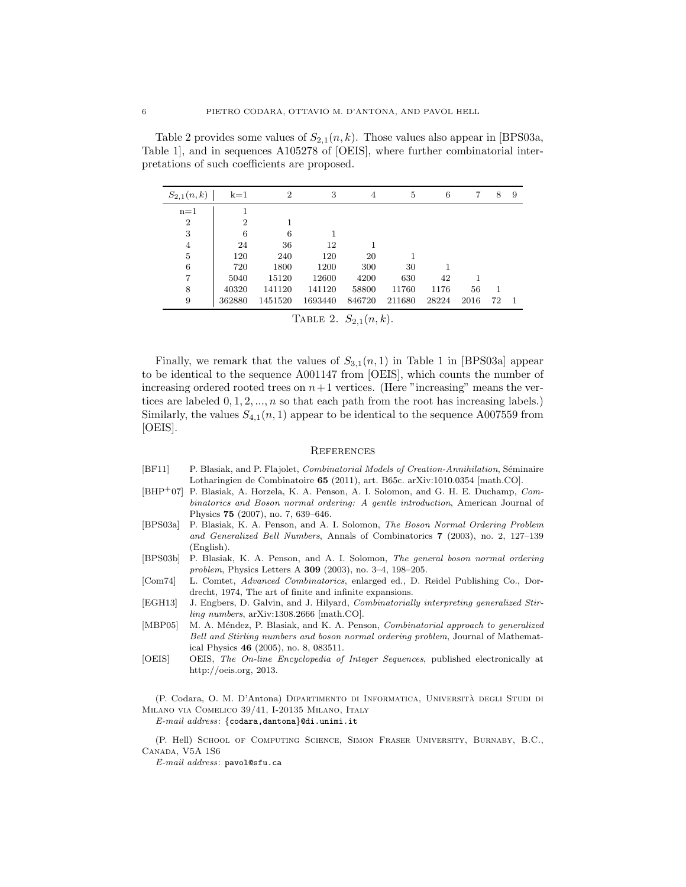Table 2 provides some values of $S_{2,1}(n,k)$. Those values also appear in [BPS03a, Table 1], and in sequences A105278 of [OEIS], where further combinatorial interpretations of such coefficients are proposed.

| $S_{2,1}(n,k)$ | k=1 | 2 | 3 | 4 | 5 | 6 | 7 | 8 | 9 |
|---|---|---|---|---|---|---|---|---|---|
| n=1 | 1 | | | | | | | | |
| 2 | 2 | 1 | | | | | | | |
| 3 | 6 | 6 | 1 | | | | | | |
| 4 | 24 | 36 | 12 | 1 | | | | | |
| 5 | 120 | 240 | 120 | 20 | 1 | | | | |
| 6 | 720 | 1800 | 1200 | 300 | 30 | 1 | | | |
| 7 | 5040 | 15120 | 12600 | 4200 | 630 | 42 | 1 | | |
| 8 | 40320 | 141120 | 141120 | 58800 | 11760 | 1176 | 56 | 1 | |
| 9 | 362880 | 1451520 | 1693440 | 846720 | 211680 | 28224 | 2016 | 72 | 1 |

Table 2. $S_{2,1}(n,k)$.

Finally, we remark that the values of $S_{3,1}(n,1)$ in Table 1 in [BPS03a] appear to be identical to the sequence A001147 from [OEIS], which counts the number of increasing ordered rooted trees on $n+1$ vertices. (Here "increasing" means the vertices are labeled $0,1,2,...,n$ so that each path from the root has increasing labels.) Similarly, the values $S_{4,1}(n,1)$ appear to be identical to the sequence A007559 from [OEIS].

## References

- [BF11] P. Blasiak, and P. Flajolet, *Combinatorial Models of Creation-Annihilation*, Séminaire Lotharingien de Combinatoire **65** (2011), art. B65c. arXiv:1010.0354 [math.CO].
- [BHP+07] P. Blasiak, A. Horzela, K. A. Penson, A. I. Solomon, and G. H. E. Duchamp, *Combinatorics and Boson normal ordering: A gentle introduction*, American Journal of Physics **75** (2007), no. 7, 639–646.
- [BPS03a] P. Blasiak, K. A. Penson, and A. I. Solomon, *The Boson Normal Ordering Problem and Generalized Bell Numbers*, Annals of Combinatorics **7** (2003), no. 2, 127–139 (English).
- [BPS03b] P. Blasiak, K. A. Penson, and A. I. Solomon, *The general boson normal ordering problem*, Physics Letters A **309** (2003), no. 3–4, 198–205.
- [Com74] L. Comtet, *Advanced Combinatorics*, enlarged ed., D. Reidel Publishing Co., Dordrecht, 1974, The art of finite and infinite expansions.
- [EGH13] J. Engbers, D. Galvin, and J. Hilyard, *Combinatorially interpreting generalized Stirling numbers*, arXiv:1308.2666 [math.CO].
- [MBP05] M. A. Méndez, P. Blasiak, and K. A. Penson, *Combinatorial approach to generalized Bell and Stirling numbers and boson normal ordering problem*, Journal of Mathematical Physics **46** (2005), no. 8, 083511.
- [OEIS] OEIS, *The On-line Encyclopedia of Integer Sequences*, published electronically at http://oeis.org, 2013.

(P. Codara, O. M. D'Antona) Dipartimento di Informatica, Università degli Studi di Milano via Comelico 39/41, I-20135 Milano, Italy

*E-mail address*: {codara,dantona}@di.unimi.it

(P. Hell) School of Computing Science, Simon Fraser University, Burnaby, B.C., Canada, V5A 1S6

*E-mail address*: pavol@sfu.ca